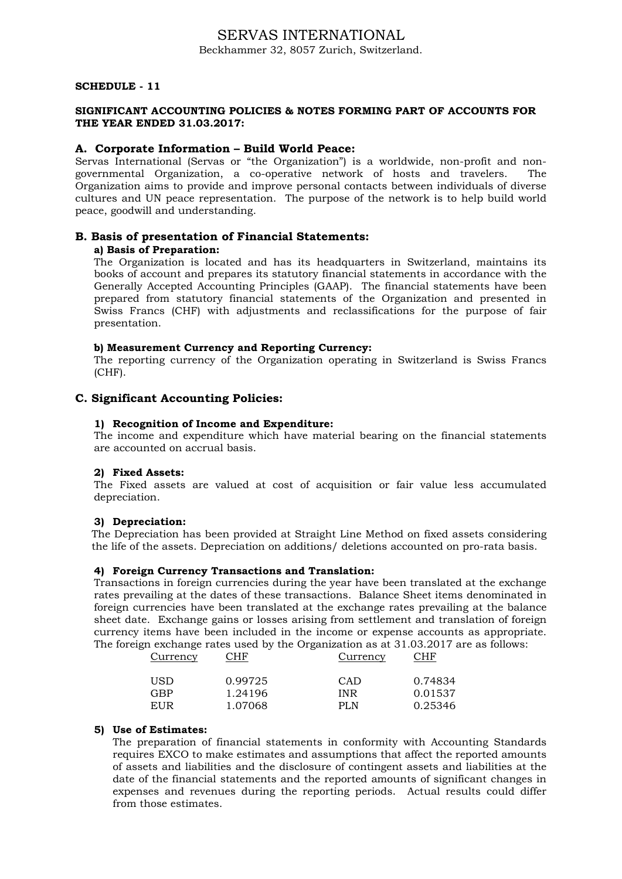# SERVAS INTERNATIONAL

Beckhammer 32, 8057 Zurich, Switzerland.

**SCHEDULE - 11**

**SIGNIFICANT ACCOUNTING POLICIES & NOTES FORMING PART OF ACCOUNTS FOR THE YEAR ENDED 31.03.2017:**

## A. Corporate Information – Build World Peace:

Servas International (Servas or "the Organization") is a worldwide, non-profit and non-governmental Organization, a co-operative network of hosts and travelers. The Organization aims to provide and improve personal contacts between individuals of diverse cultures and UN peace representation. The purpose of the network is to help build world peace, goodwill and understanding.

## B. Basis of presentation of Financial Statements:

**a) Basis of Preparation:**

The Organization is located and has its headquarters in Switzerland, maintains its books of account and prepares its statutory financial statements in accordance with the Generally Accepted Accounting Principles (GAAP). The financial statements have been prepared from statutory financial statements of the Organization and presented in Swiss Francs (CHF) with adjustments and reclassifications for the purpose of fair presentation.

**b) Measurement Currency and Reporting Currency:**

The reporting currency of the Organization operating in Switzerland is Swiss Francs (CHF).

## C. Significant Accounting Policies:

**1) Recognition of Income and Expenditure:**

The income and expenditure which have material bearing on the financial statements are accounted on accrual basis.

**2) Fixed Assets:**

The Fixed assets are valued at cost of acquisition or fair value less accumulated depreciation.

**3) Depreciation:**

The Depreciation has been provided at Straight Line Method on fixed assets considering the life of the assets. Depreciation on additions/ deletions accounted on pro-rata basis.

**4) Foreign Currency Transactions and Translation:**

Transactions in foreign currencies during the year have been translated at the exchange rates prevailing at the dates of these transactions. Balance Sheet items denominated in foreign currencies have been translated at the exchange rates prevailing at the balance sheet date. Exchange gains or losses arising from settlement and translation of foreign currency items have been included in the income or expense accounts as appropriate. The foreign exchange rates used by the Organization as at 31.03.2017 are as follows:

| Currency | CHF | Currency | CHF |
|---|---|---|---|
| USD | 0.99725 | CAD | 0.74834 |
| GBP | 1.24196 | INR | 0.01537 |
| EUR | 1.07068 | PLN | 0.25346 |

**5) Use of Estimates:**

The preparation of financial statements in conformity with Accounting Standards requires EXCO to make estimates and assumptions that affect the reported amounts of assets and liabilities and the disclosure of contingent assets and liabilities at the date of the financial statements and the reported amounts of significant changes in expenses and revenues during the reporting periods. Actual results could differ from those estimates.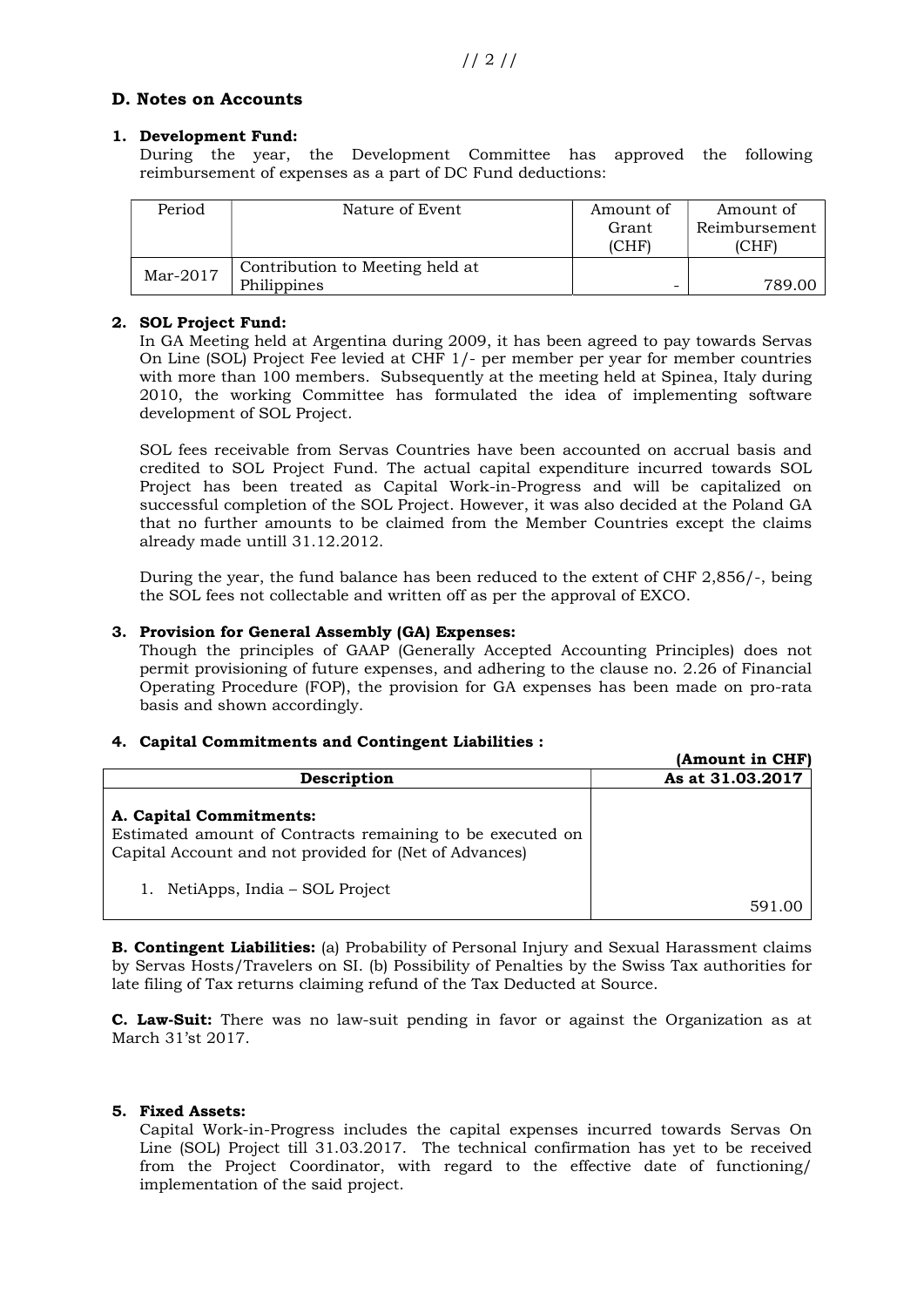## D. Notes on Accounts

### 1. Development Fund:

During the year, the Development Committee has approved the following reimbursement of expenses as a part of DC Fund deductions:

| Period | Nature of Event | Amount of Grant (CHF) | Amount of Reimbursement (CHF) |
|---|---|---|---|
| Mar-2017 | Contribution to Meeting held at Philippines | - | 789.00 |

### 2. SOL Project Fund:

In GA Meeting held at Argentina during 2009, it has been agreed to pay towards Servas On Line (SOL) Project Fee levied at CHF 1/- per member per year for member countries with more than 100 members. Subsequently at the meeting held at Spinea, Italy during 2010, the working Committee has formulated the idea of implementing software development of SOL Project.

SOL fees receivable from Servas Countries have been accounted on accrual basis and credited to SOL Project Fund. The actual capital expenditure incurred towards SOL Project has been treated as Capital Work-in-Progress and will be capitalized on successful completion of the SOL Project. However, it was also decided at the Poland GA that no further amounts to be claimed from the Member Countries except the claims already made untill 31.12.2012.

During the year, the fund balance has been reduced to the extent of CHF 2,856/-, being the SOL fees not collectable and written off as per the approval of EXCO.

### 3. Provision for General Assembly (GA) Expenses:

Though the principles of GAAP (Generally Accepted Accounting Principles) does not permit provisioning of future expenses, and adhering to the clause no. 2.26 of Financial Operating Procedure (FOP), the provision for GA expenses has been made on pro-rata basis and shown accordingly.

### 4. Capital Commitments and Contingent Liabilities :

**(Amount in CHF)**

| Description | As at 31.03.2017 |
|---|---|
| **A. Capital Commitments:**<br>Estimated amount of Contracts remaining to be executed on Capital Account and not provided for (Net of Advances) | |
| 1. NetiApps, India – SOL Project | 591.00 |

**B. Contingent Liabilities:** (a) Probability of Personal Injury and Sexual Harassment claims by Servas Hosts/Travelers on SI. (b) Possibility of Penalties by the Swiss Tax authorities for late filing of Tax returns claiming refund of the Tax Deducted at Source.

**C. Law-Suit:** There was no law-suit pending in favor or against the Organization as at March 31'st 2017.

### 5. Fixed Assets:

Capital Work-in-Progress includes the capital expenses incurred towards Servas On Line (SOL) Project till 31.03.2017. The technical confirmation has yet to be received from the Project Coordinator, with regard to the effective date of functioning/ implementation of the said project.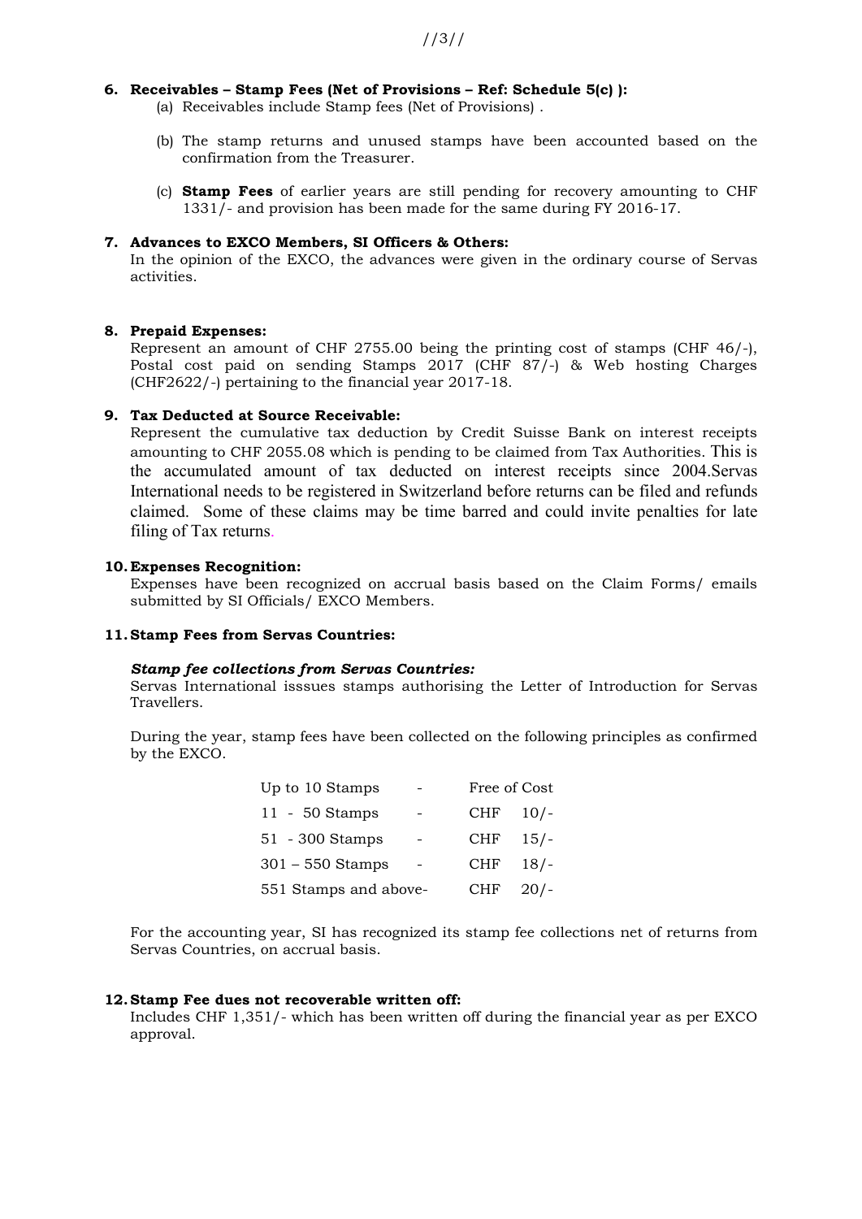**6. Receivables – Stamp Fees (Net of Provisions – Ref: Schedule 5(c) ):**

(a) Receivables include Stamp fees (Net of Provisions) .

(b) The stamp returns and unused stamps have been accounted based on the confirmation from the Treasurer.

(c) **Stamp Fees** of earlier years are still pending for recovery amounting to CHF 1331/- and provision has been made for the same during FY 2016-17.

**7. Advances to EXCO Members, SI Officers & Others:**

In the opinion of the EXCO, the advances were given in the ordinary course of Servas activities.

**8. Prepaid Expenses:**

Represent an amount of CHF 2755.00 being the printing cost of stamps (CHF 46/-), Postal cost paid on sending Stamps 2017 (CHF 87/-) & Web hosting Charges (CHF2622/-) pertaining to the financial year 2017-18.

**9. Tax Deducted at Source Receivable:**

Represent the cumulative tax deduction by Credit Suisse Bank on interest receipts amounting to CHF 2055.08 which is pending to be claimed from Tax Authorities. This is the accumulated amount of tax deducted on interest receipts since 2004.Servas International needs to be registered in Switzerland before returns can be filed and refunds claimed. Some of these claims may be time barred and could invite penalties for late filing of Tax returns.

**10. Expenses Recognition:**

Expenses have been recognized on accrual basis based on the Claim Forms/ emails submitted by SI Officials/ EXCO Members.

**11. Stamp Fees from Servas Countries:**

***Stamp fee collections from Servas Countries:***

Servas International isssues stamps authorising the Letter of Introduction for Servas Travellers.

During the year, stamp fees have been collected on the following principles as confirmed by the EXCO.

| | | |
|---|---|---|
| Up to 10 Stamps | - | Free of Cost |
| 11 - 50 Stamps | - | CHF 10/- |
| 51 - 300 Stamps | - | CHF 15/- |
| 301 – 550 Stamps | - | CHF 18/- |
| 551 Stamps and above | - | CHF 20/- |

For the accounting year, SI has recognized its stamp fee collections net of returns from Servas Countries, on accrual basis.

**12. Stamp Fee dues not recoverable written off:**

Includes CHF 1,351/- which has been written off during the financial year as per EXCO approval.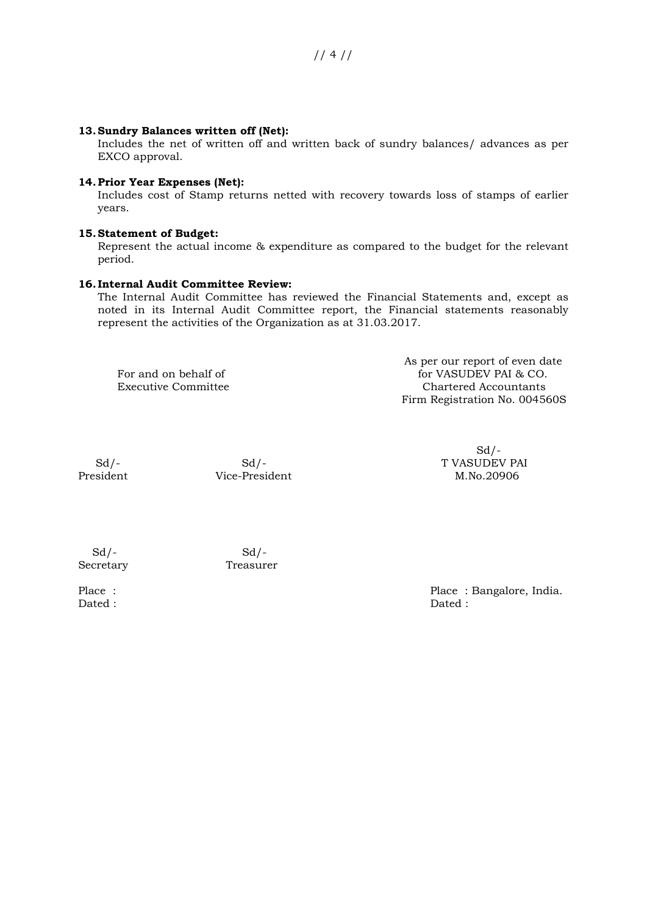**13. Sundry Balances written off (Net):**

Includes the net of written off and written back of sundry balances/ advances as per EXCO approval.

**14. Prior Year Expenses (Net):**

Includes cost of Stamp returns netted with recovery towards loss of stamps of earlier years.

**15. Statement of Budget:**

Represent the actual income & expenditure as compared to the budget for the relevant period.

**16. Internal Audit Committee Review:**

The Internal Audit Committee has reviewed the Financial Statements and, except as noted in its Internal Audit Committee report, the Financial statements reasonably represent the activities of the Organization as at 31.03.2017.

For and on behalf of
Executive Committee

As per our report of even date
for VASUDEV PAI & CO.
Chartered Accountants
Firm Registration No. 004560S

Sd/-
President

Sd/-
Vice-President

Sd/-
T VASUDEV PAI
M.No.20906

Sd/-
Secretary

Sd/-
Treasurer

Place :
Dated :

Place : Bangalore, India.
Dated :